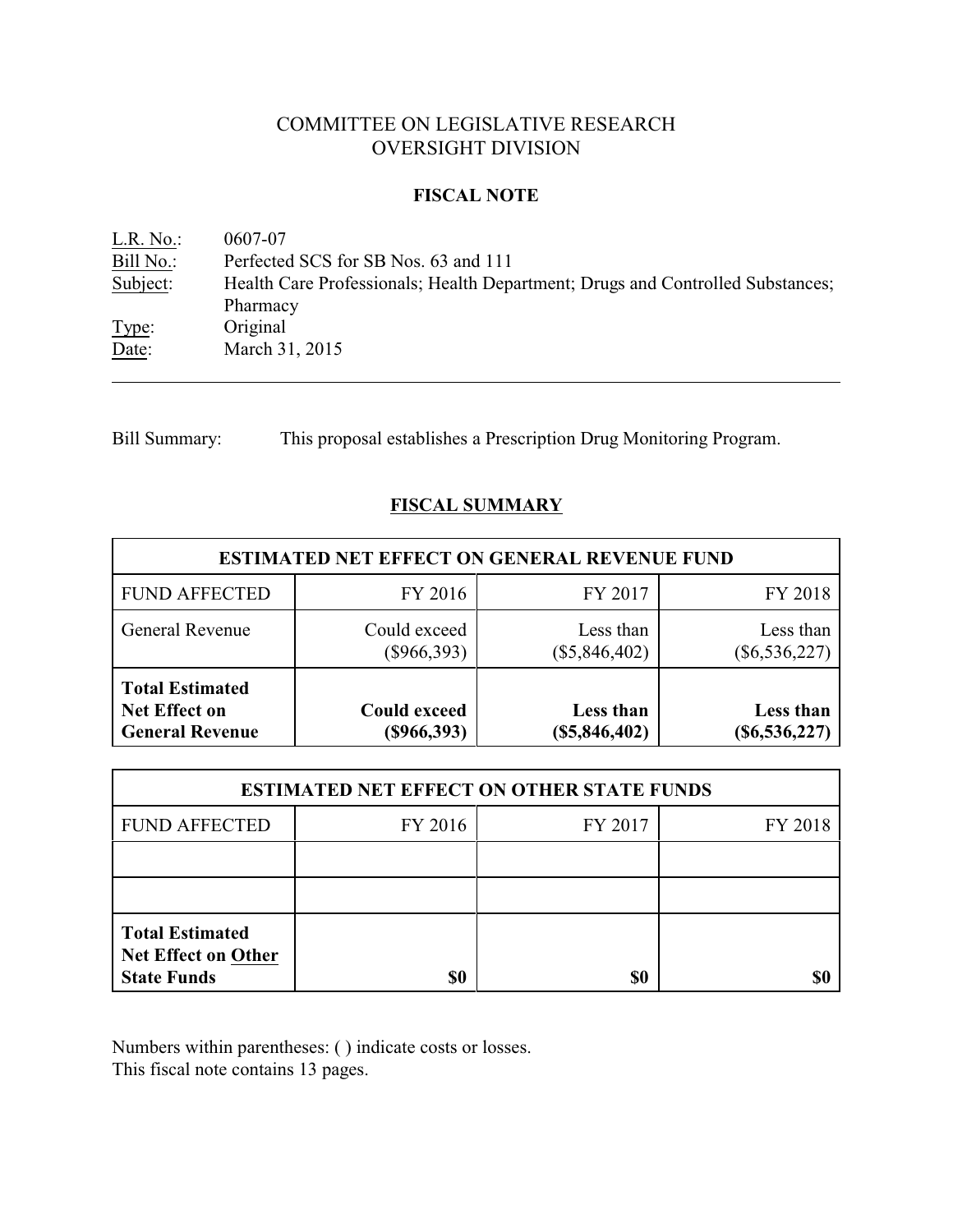COMMITTEE ON LEGISLATIVE RESEARCH
OVERSIGHT DIVISION

**FISCAL NOTE**

L.R. No.: 0607-07
Bill No.: Perfected SCS for SB Nos. 63 and 111
Subject: Health Care Professionals; Health Department; Drugs and Controlled Substances; Pharmacy
Type: Original
Date: March 31, 2015

---

Bill Summary: This proposal establishes a Prescription Drug Monitoring Program.

## FISCAL SUMMARY

| ESTIMATED NET EFFECT ON GENERAL REVENUE FUND | | | |
|---|---|---|---|
| FUND AFFECTED | FY 2016 | FY 2017 | FY 2018 |
| General Revenue | Could exceed ($966,393) | Less than ($5,846,402) | Less than ($6,536,227) |
| **Total Estimated Net Effect on General Revenue** | **Could exceed ($966,393)** | **Less than ($5,846,402)** | **Less than ($6,536,227)** |

| ESTIMATED NET EFFECT ON OTHER STATE FUNDS | | | |
|---|---|---|---|
| FUND AFFECTED | FY 2016 | FY 2017 | FY 2018 |
| | | | |
| | | | |
| **Total Estimated Net Effect on Other State Funds** | **$0** | **$0** | **$0** |

Numbers within parentheses: ( ) indicate costs or losses.
This fiscal note contains 13 pages.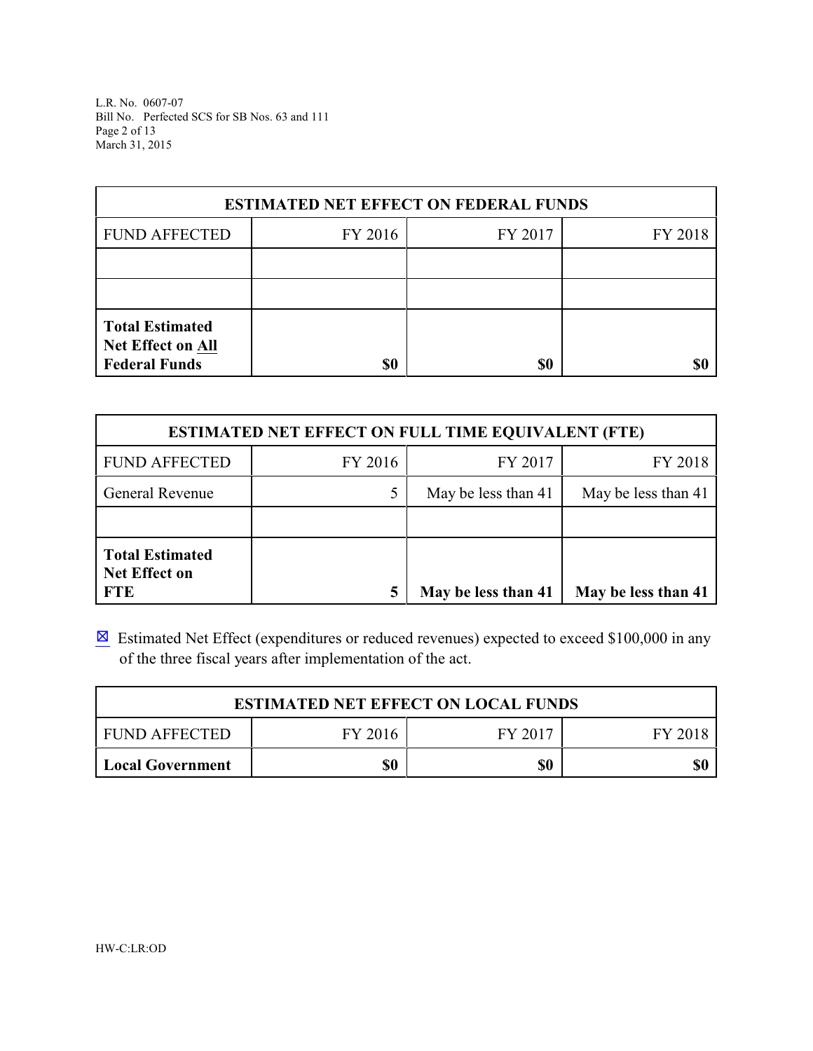| ESTIMATED NET EFFECT ON FEDERAL FUNDS | | | |
|---|---|---|---|
| FUND AFFECTED | FY 2016 | FY 2017 | FY 2018 |
| | | | |
| | | | |
| **Total Estimated Net Effect on All Federal Funds** | **$0** | **$0** | **$0** |

| ESTIMATED NET EFFECT ON FULL TIME EQUIVALENT (FTE) | | | |
|---|---|---|---|
| FUND AFFECTED | FY 2016 | FY 2017 | FY 2018 |
| General Revenue | 5 | May be less than 41 | May be less than 41 |
| | | | |
| **Total Estimated Net Effect on FTE** | **5** | **May be less than 41** | **May be less than 41** |

☒ Estimated Net Effect (expenditures or reduced revenues) expected to exceed $100,000 in any of the three fiscal years after implementation of the act.

| ESTIMATED NET EFFECT ON LOCAL FUNDS | | | |
|---|---|---|---|
| FUND AFFECTED | FY 2016 | FY 2017 | FY 2018 |
| **Local Government** | **$0** | **$0** | **$0** |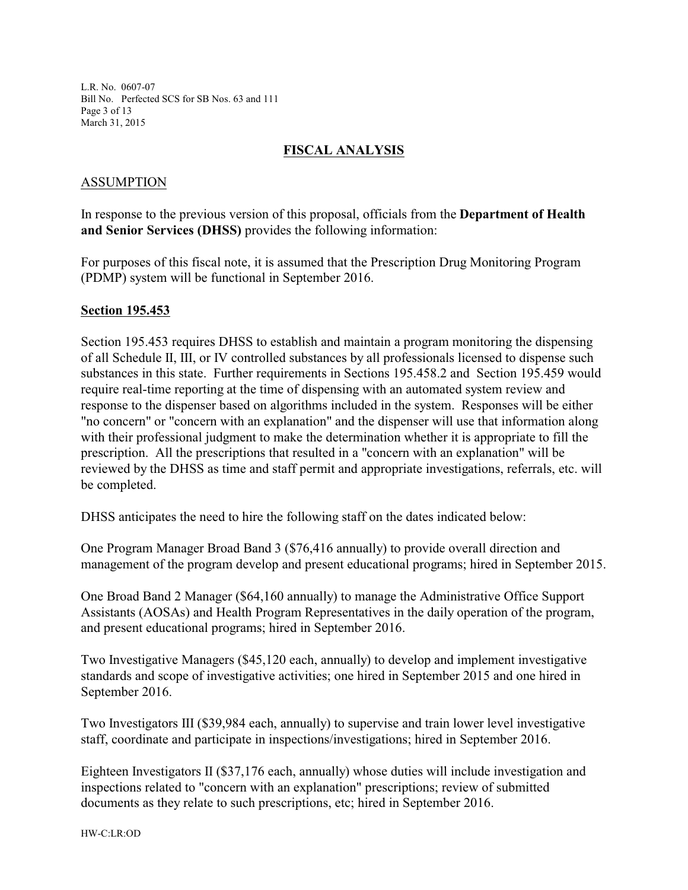## FISCAL ANALYSIS

### ASSUMPTION

In response to the previous version of this proposal, officials from the **Department of Health and Senior Services (DHSS)** provides the following information:

For purposes of this fiscal note, it is assumed that the Prescription Drug Monitoring Program (PDMP) system will be functional in September 2016.

**Section 195.453**

Section 195.453 requires DHSS to establish and maintain a program monitoring the dispensing of all Schedule II, III, or IV controlled substances by all professionals licensed to dispense such substances in this state. Further requirements in Sections 195.458.2 and Section 195.459 would require real-time reporting at the time of dispensing with an automated system review and response to the dispenser based on algorithms included in the system. Responses will be either "no concern" or "concern with an explanation" and the dispenser will use that information along with their professional judgment to make the determination whether it is appropriate to fill the prescription. All the prescriptions that resulted in a "concern with an explanation" will be reviewed by the DHSS as time and staff permit and appropriate investigations, referrals, etc. will be completed.

DHSS anticipates the need to hire the following staff on the dates indicated below:

One Program Manager Broad Band 3 ($76,416 annually) to provide overall direction and management of the program develop and present educational programs; hired in September 2015.

One Broad Band 2 Manager ($64,160 annually) to manage the Administrative Office Support Assistants (AOSAs) and Health Program Representatives in the daily operation of the program, and present educational programs; hired in September 2016.

Two Investigative Managers ($45,120 each, annually) to develop and implement investigative standards and scope of investigative activities; one hired in September 2015 and one hired in September 2016.

Two Investigators III ($39,984 each, annually) to supervise and train lower level investigative staff, coordinate and participate in inspections/investigations; hired in September 2016.

Eighteen Investigators II ($37,176 each, annually) whose duties will include investigation and inspections related to "concern with an explanation" prescriptions; review of submitted documents as they relate to such prescriptions, etc; hired in September 2016.

HW-C:LR:OD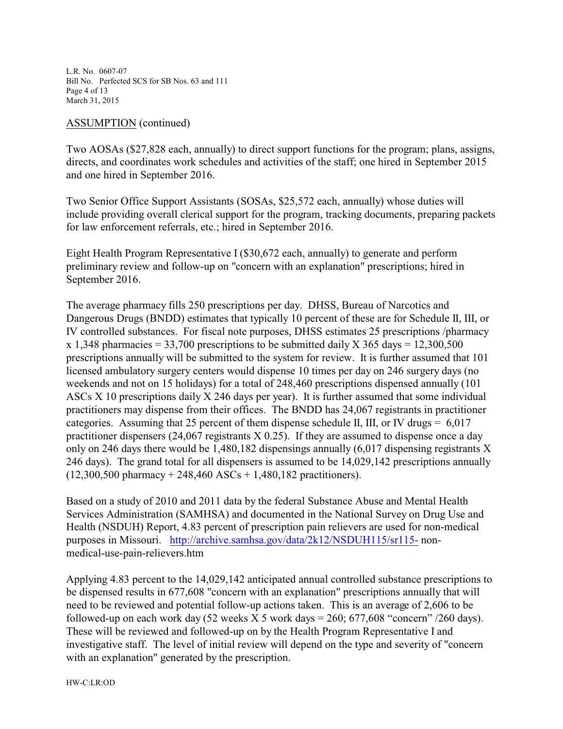ASSUMPTION (continued)

Two AOSAs ($27,828 each, annually) to direct support functions for the program; plans, assigns, directs, and coordinates work schedules and activities of the staff; one hired in September 2015 and one hired in September 2016.

Two Senior Office Support Assistants (SOSAs, $25,572 each, annually) whose duties will include providing overall clerical support for the program, tracking documents, preparing packets for law enforcement referrals, etc.; hired in September 2016.

Eight Health Program Representative I ($30,672 each, annually) to generate and perform preliminary review and follow-up on "concern with an explanation" prescriptions; hired in September 2016.

The average pharmacy fills 250 prescriptions per day. DHSS, Bureau of Narcotics and Dangerous Drugs (BNDD) estimates that typically 10 percent of these are for Schedule II, III, or IV controlled substances. For fiscal note purposes, DHSS estimates 25 prescriptions /pharmacy x 1,348 pharmacies = 33,700 prescriptions to be submitted daily X 365 days = 12,300,500 prescriptions annually will be submitted to the system for review. It is further assumed that 101 licensed ambulatory surgery centers would dispense 10 times per day on 246 surgery days (no weekends and not on 15 holidays) for a total of 248,460 prescriptions dispensed annually (101 ASCs X 10 prescriptions daily X 246 days per year). It is further assumed that some individual practitioners may dispense from their offices. The BNDD has 24,067 registrants in practitioner categories. Assuming that 25 percent of them dispense schedule II, III, or IV drugs = 6,017 practitioner dispensers (24,067 registrants X 0.25). If they are assumed to dispense once a day only on 246 days there would be 1,480,182 dispensings annually (6,017 dispensing registrants X 246 days). The grand total for all dispensers is assumed to be 14,029,142 prescriptions annually (12,300,500 pharmacy + 248,460 ASCs + 1,480,182 practitioners).

Based on a study of 2010 and 2011 data by the federal Substance Abuse and Mental Health Services Administration (SAMHSA) and documented in the National Survey on Drug Use and Health (NSDUH) Report, 4.83 percent of prescription pain relievers are used for non-medical purposes in Missouri. http://archive.samhsa.gov/data/2k12/NSDUH115/sr115-non-medical-use-pain-relievers.htm

Applying 4.83 percent to the 14,029,142 anticipated annual controlled substance prescriptions to be dispensed results in 677,608 "concern with an explanation" prescriptions annually that will need to be reviewed and potential follow-up actions taken. This is an average of 2,606 to be followed-up on each work day (52 weeks X 5 work days = 260; 677,608 "concern" /260 days). These will be reviewed and followed-up on by the Health Program Representative I and investigative staff. The level of initial review will depend on the type and severity of "concern with an explanation" generated by the prescription.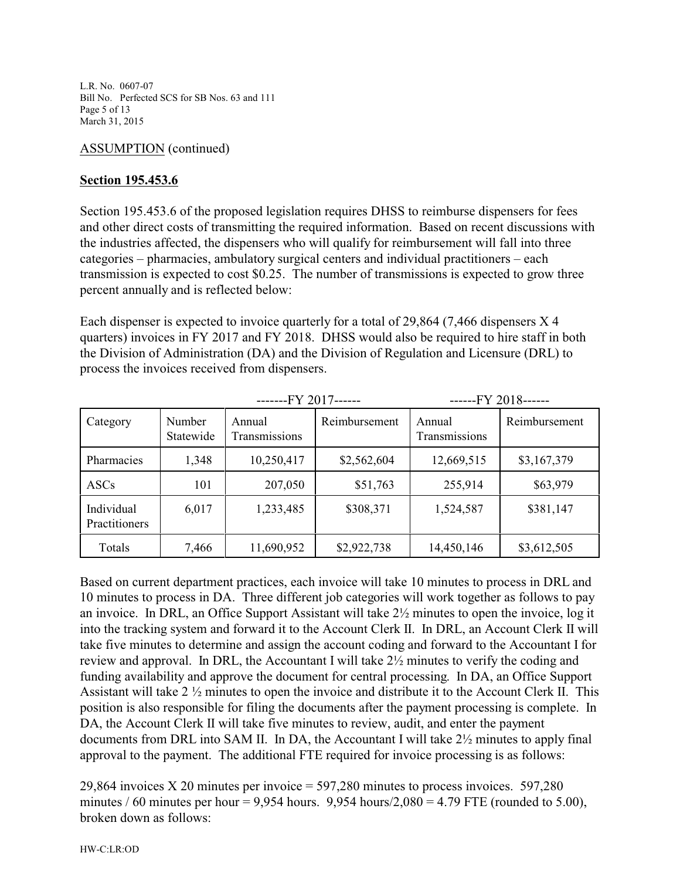ASSUMPTION (continued)

**Section 195.453.6**

Section 195.453.6 of the proposed legislation requires DHSS to reimburse dispensers for fees and other direct costs of transmitting the required information. Based on recent discussions with the industries affected, the dispensers who will qualify for reimbursement will fall into three categories – pharmacies, ambulatory surgical centers and individual practitioners – each transmission is expected to cost $0.25. The number of transmissions is expected to grow three percent annually and is reflected below:

Each dispenser is expected to invoice quarterly for a total of 29,864 (7,466 dispensers X 4 quarters) invoices in FY 2017 and FY 2018. DHSS would also be required to hire staff in both the Division of Administration (DA) and the Division of Regulation and Licensure (DRL) to process the invoices received from dispensers.

| | | -------FY 2017------ | | ------FY 2018------ | |
|---|---|---|---|---|---|
| Category | Number Statewide | Annual Transmissions | Reimbursement | Annual Transmissions | Reimbursement |
| Pharmacies | 1,348 | 10,250,417 | $2,562,604 | 12,669,515 | $3,167,379 |
| ASCs | 101 | 207,050 | $51,763 | 255,914 | $63,979 |
| Individual Practitioners | 6,017 | 1,233,485 | $308,371 | 1,524,587 | $381,147 |
| Totals | 7,466 | 11,690,952 | $2,922,738 | 14,450,146 | $3,612,505 |

Based on current department practices, each invoice will take 10 minutes to process in DRL and 10 minutes to process in DA. Three different job categories will work together as follows to pay an invoice. In DRL, an Office Support Assistant will take 2½ minutes to open the invoice, log it into the tracking system and forward it to the Account Clerk II. In DRL, an Account Clerk II will take five minutes to determine and assign the account coding and forward to the Accountant I for review and approval. In DRL, the Accountant I will take 2½ minutes to verify the coding and funding availability and approve the document for central processing. In DA, an Office Support Assistant will take 2 ½ minutes to open the invoice and distribute it to the Account Clerk II. This position is also responsible for filing the documents after the payment processing is complete. In DA, the Account Clerk II will take five minutes to review, audit, and enter the payment documents from DRL into SAM II. In DA, the Accountant I will take 2½ minutes to apply final approval to the payment. The additional FTE required for invoice processing is as follows:

29,864 invoices X 20 minutes per invoice = 597,280 minutes to process invoices. 597,280 minutes / 60 minutes per hour = 9,954 hours. 9,954 hours/2,080 = 4.79 FTE (rounded to 5.00), broken down as follows: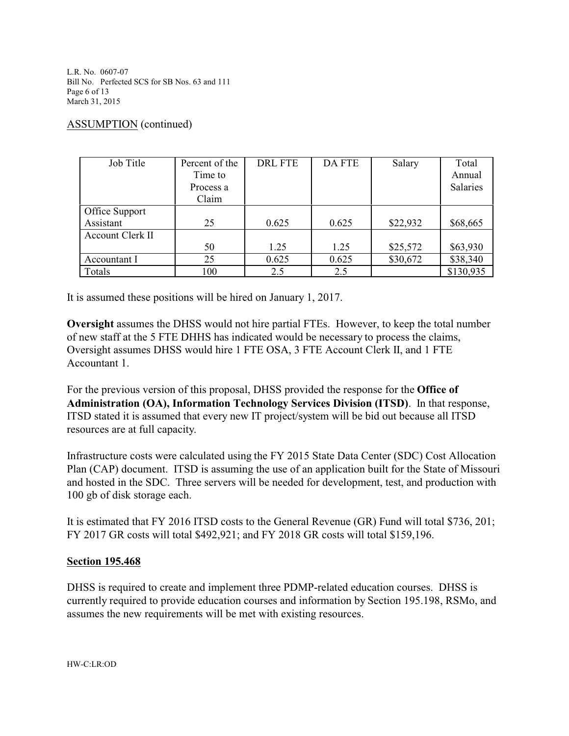ASSUMPTION (continued)

| Job Title | Percent of the Time to Process a Claim | DRL FTE | DA FTE | Salary | Total Annual Salaries |
|---|---|---|---|---|---|
| Office Support Assistant | 25 | 0.625 | 0.625 | $22,932 | $68,665 |
| Account Clerk II | 50 | 1.25 | 1.25 | $25,572 | $63,930 |
| Accountant I | 25 | 0.625 | 0.625 | $30,672 | $38,340 |
| Totals | 100 | 2.5 | 2.5 | | $130,935 |

It is assumed these positions will be hired on January 1, 2017.

**Oversight** assumes the DHSS would not hire partial FTEs. However, to keep the total number of new staff at the 5 FTE DHHS has indicated would be necessary to process the claims, Oversight assumes DHSS would hire 1 FTE OSA, 3 FTE Account Clerk II, and 1 FTE Accountant 1.

For the previous version of this proposal, DHSS provided the response for the **Office of Administration (OA), Information Technology Services Division (ITSD)**. In that response, ITSD stated it is assumed that every new IT project/system will be bid out because all ITSD resources are at full capacity.

Infrastructure costs were calculated using the FY 2015 State Data Center (SDC) Cost Allocation Plan (CAP) document. ITSD is assuming the use of an application built for the State of Missouri and hosted in the SDC. Three servers will be needed for development, test, and production with 100 gb of disk storage each.

It is estimated that FY 2016 ITSD costs to the General Revenue (GR) Fund will total $736, 201; FY 2017 GR costs will total $492,921; and FY 2018 GR costs will total $159,196.

**Section 195.468**

DHSS is required to create and implement three PDMP-related education courses. DHSS is currently required to provide education courses and information by Section 195.198, RSMo, and assumes the new requirements will be met with existing resources.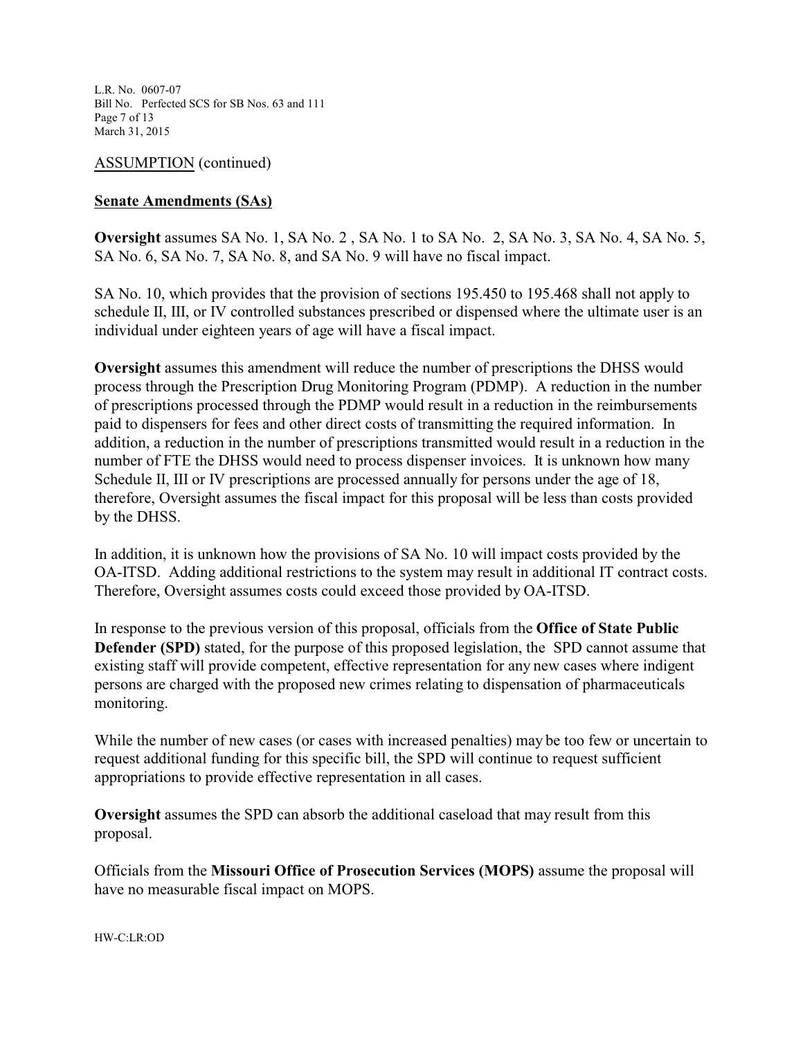ASSUMPTION (continued)

**Senate Amendments (SAs)**

**Oversight** assumes SA No. 1, SA No. 2 , SA No. 1 to SA No. 2, SA No. 3, SA No. 4, SA No. 5, SA No. 6, SA No. 7, SA No. 8, and SA No. 9 will have no fiscal impact.

SA No. 10, which provides that the provision of sections 195.450 to 195.468 shall not apply to schedule II, III, or IV controlled substances prescribed or dispensed where the ultimate user is an individual under eighteen years of age will have a fiscal impact.

**Oversight** assumes this amendment will reduce the number of prescriptions the DHSS would process through the Prescription Drug Monitoring Program (PDMP). A reduction in the number of prescriptions processed through the PDMP would result in a reduction in the reimbursements paid to dispensers for fees and other direct costs of transmitting the required information. In addition, a reduction in the number of prescriptions transmitted would result in a reduction in the number of FTE the DHSS would need to process dispenser invoices. It is unknown how many Schedule II, III or IV prescriptions are processed annually for persons under the age of 18, therefore, Oversight assumes the fiscal impact for this proposal will be less than costs provided by the DHSS.

In addition, it is unknown how the provisions of SA No. 10 will impact costs provided by the OA-ITSD. Adding additional restrictions to the system may result in additional IT contract costs. Therefore, Oversight assumes costs could exceed those provided by OA-ITSD.

In response to the previous version of this proposal, officials from the **Office of State Public Defender (SPD)** stated, for the purpose of this proposed legislation, the SPD cannot assume that existing staff will provide competent, effective representation for any new cases where indigent persons are charged with the proposed new crimes relating to dispensation of pharmaceuticals monitoring.

While the number of new cases (or cases with increased penalties) may be too few or uncertain to request additional funding for this specific bill, the SPD will continue to request sufficient appropriations to provide effective representation in all cases.

**Oversight** assumes the SPD can absorb the additional caseload that may result from this proposal.

Officials from the **Missouri Office of Prosecution Services (MOPS)** assume the proposal will have no measurable fiscal impact on MOPS.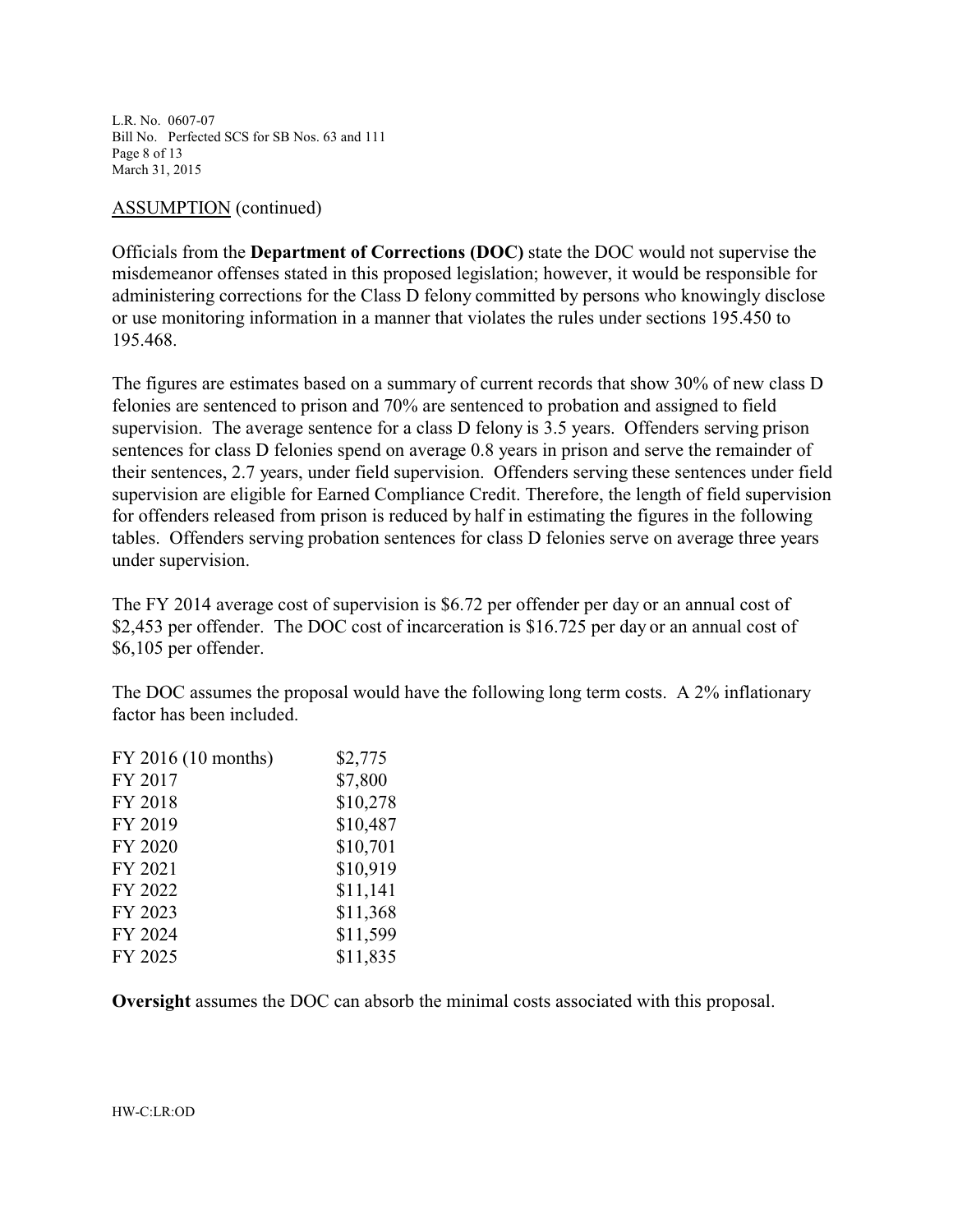ASSUMPTION (continued)

Officials from the **Department of Corrections (DOC)** state the DOC would not supervise the misdemeanor offenses stated in this proposed legislation; however, it would be responsible for administering corrections for the Class D felony committed by persons who knowingly disclose or use monitoring information in a manner that violates the rules under sections 195.450 to 195.468.

The figures are estimates based on a summary of current records that show 30% of new class D felonies are sentenced to prison and 70% are sentenced to probation and assigned to field supervision. The average sentence for a class D felony is 3.5 years. Offenders serving prison sentences for class D felonies spend on average 0.8 years in prison and serve the remainder of their sentences, 2.7 years, under field supervision. Offenders serving these sentences under field supervision are eligible for Earned Compliance Credit. Therefore, the length of field supervision for offenders released from prison is reduced by half in estimating the figures in the following tables. Offenders serving probation sentences for class D felonies serve on average three years under supervision.

The FY 2014 average cost of supervision is $6.72 per offender per day or an annual cost of $2,453 per offender. The DOC cost of incarceration is $16.725 per day or an annual cost of $6,105 per offender.

The DOC assumes the proposal would have the following long term costs. A 2% inflationary factor has been included.

| | |
|---|---|
| FY 2016 (10 months) | $2,775 |
| FY 2017 | $7,800 |
| FY 2018 | $10,278 |
| FY 2019 | $10,487 |
| FY 2020 | $10,701 |
| FY 2021 | $10,919 |
| FY 2022 | $11,141 |
| FY 2023 | $11,368 |
| FY 2024 | $11,599 |
| FY 2025 | $11,835 |

**Oversight** assumes the DOC can absorb the minimal costs associated with this proposal.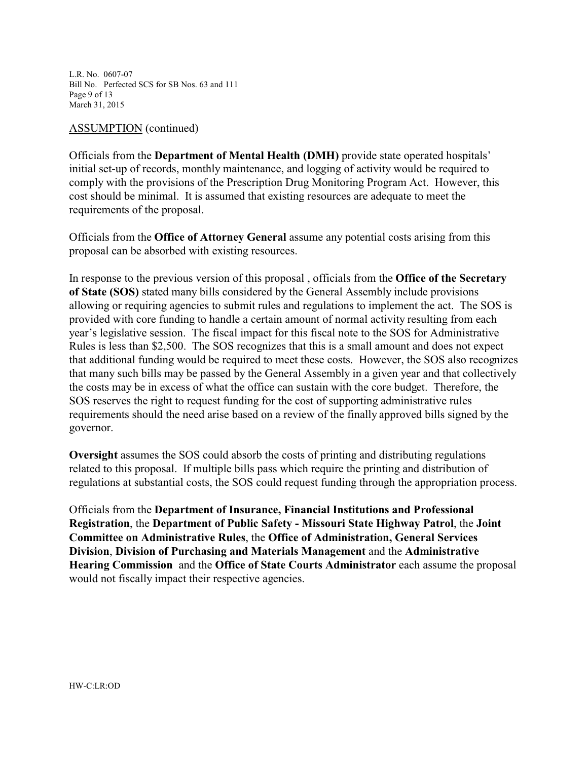ASSUMPTION (continued)

Officials from the **Department of Mental Health (DMH)** provide state operated hospitals' initial set-up of records, monthly maintenance, and logging of activity would be required to comply with the provisions of the Prescription Drug Monitoring Program Act. However, this cost should be minimal. It is assumed that existing resources are adequate to meet the requirements of the proposal.

Officials from the **Office of Attorney General** assume any potential costs arising from this proposal can be absorbed with existing resources.

In response to the previous version of this proposal , officials from the **Office of the Secretary of State (SOS)** stated many bills considered by the General Assembly include provisions allowing or requiring agencies to submit rules and regulations to implement the act. The SOS is provided with core funding to handle a certain amount of normal activity resulting from each year's legislative session. The fiscal impact for this fiscal note to the SOS for Administrative Rules is less than $2,500. The SOS recognizes that this is a small amount and does not expect that additional funding would be required to meet these costs. However, the SOS also recognizes that many such bills may be passed by the General Assembly in a given year and that collectively the costs may be in excess of what the office can sustain with the core budget. Therefore, the SOS reserves the right to request funding for the cost of supporting administrative rules requirements should the need arise based on a review of the finally approved bills signed by the governor.

**Oversight** assumes the SOS could absorb the costs of printing and distributing regulations related to this proposal. If multiple bills pass which require the printing and distribution of regulations at substantial costs, the SOS could request funding through the appropriation process.

Officials from the **Department of Insurance, Financial Institutions and Professional Registration**, the **Department of Public Safety - Missouri State Highway Patrol**, the **Joint Committee on Administrative Rules**, the **Office of Administration, General Services Division**, **Division of Purchasing and Materials Management** and the **Administrative Hearing Commission** and the **Office of State Courts Administrator** each assume the proposal would not fiscally impact their respective agencies.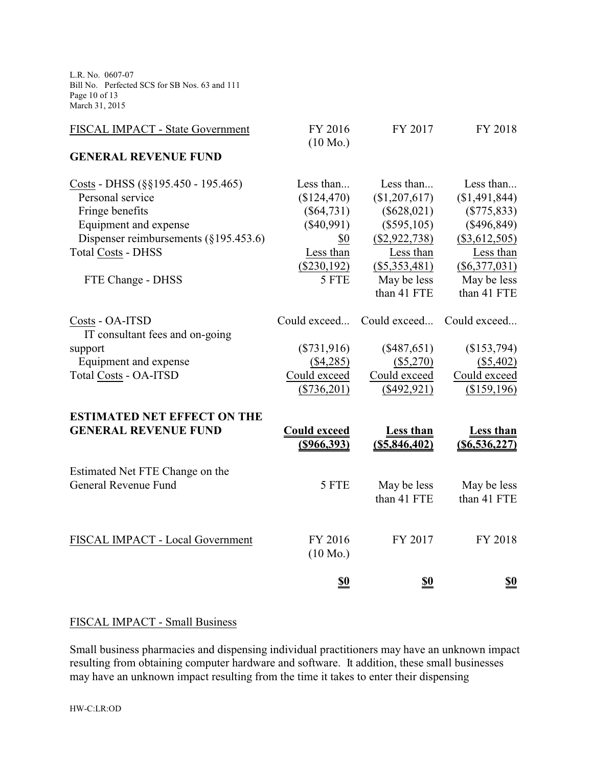| FISCAL IMPACT - State Government | FY 2016 (10 Mo.) | FY 2017 | FY 2018 |
|---|---|---|---|
| **GENERAL REVENUE FUND** | | | |
| Costs - DHSS (§§195.450 - 195.465) | Less than... | Less than... | Less than... |
| Personal service | ($124,470) | ($1,207,617) | ($1,491,844) |
| Fringe benefits | ($64,731) | ($628,021) | ($775,833) |
| Equipment and expense | ($40,991) | ($595,105) | ($496,849) |
| Dispenser reimbursements (§195.453.6) | $0 | ($2,922,738) | ($3,612,505) |
| Total Costs - DHSS | Less than ($230,192) | Less than ($5,353,481) | Less than ($6,377,031) |
| FTE Change - DHSS | 5 FTE | May be less than 41 FTE | May be less than 41 FTE |
| Costs - OA-ITSD | Could exceed... | Could exceed... | Could exceed... |
| IT consultant fees and on-going support | ($731,916) | ($487,651) | ($153,794) |
| Equipment and expense | ($4,285) | ($5,270) | ($5,402) |
| Total Costs - OA-ITSD | Could exceed ($736,201) | Could exceed ($492,921) | Could exceed ($159,196) |
| **ESTIMATED NET EFFECT ON THE GENERAL REVENUE FUND** | **Could exceed ($966,393)** | **Less than ($5,846,402)** | **Less than ($6,536,227)** |
| Estimated Net FTE Change on the General Revenue Fund | 5 FTE | May be less than 41 FTE | May be less than 41 FTE |

| FISCAL IMPACT - Local Government | FY 2016 (10 Mo.) | FY 2017 | FY 2018 |
|---|---|---|---|
| | **$0** | **$0** | **$0** |

FISCAL IMPACT - Small Business

Small business pharmacies and dispensing individual practitioners may have an unknown impact resulting from obtaining computer hardware and software. It addition, these small businesses may have an unknown impact resulting from the time it takes to enter their dispensing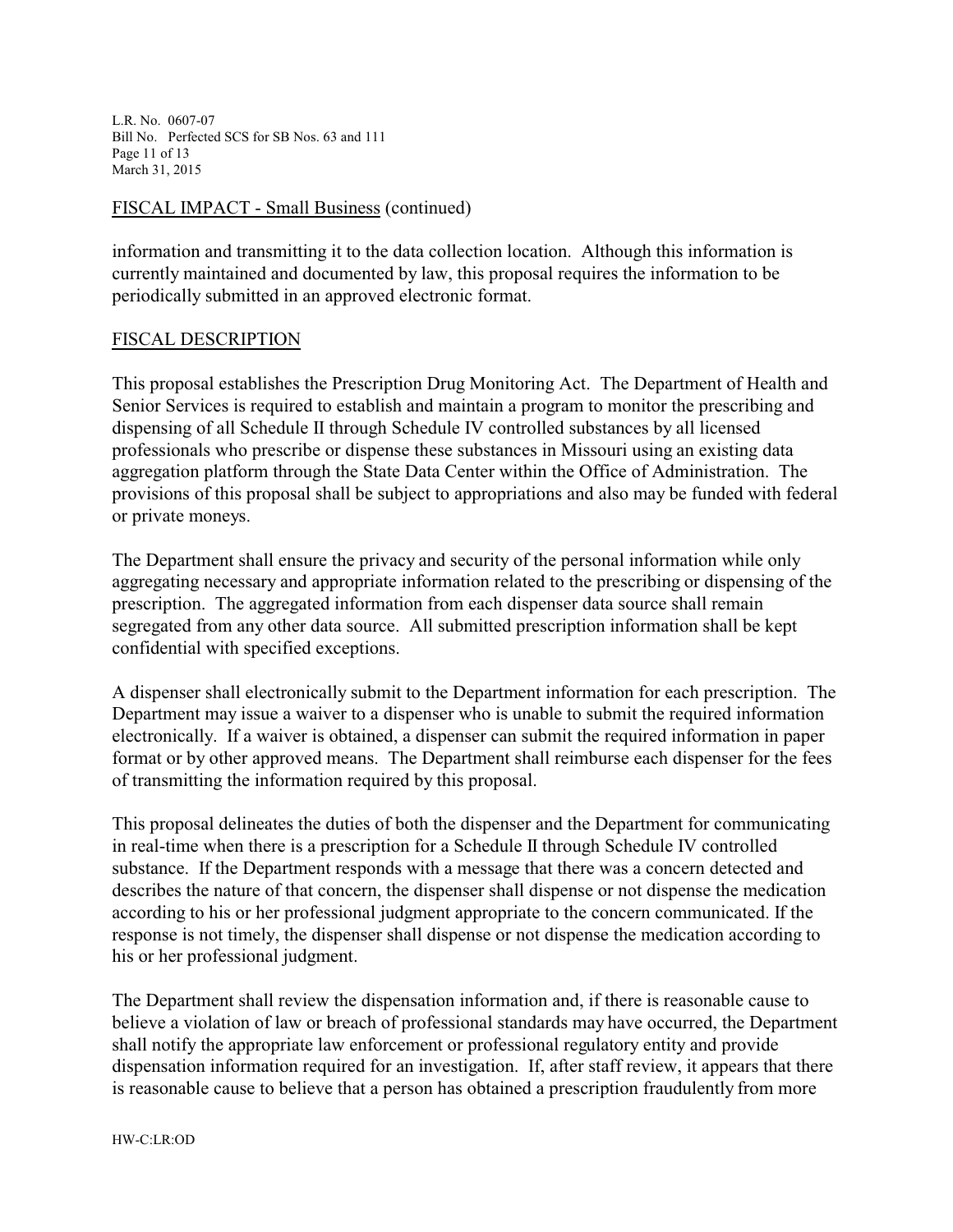FISCAL IMPACT - Small Business (continued)

information and transmitting it to the data collection location. Although this information is currently maintained and documented by law, this proposal requires the information to be periodically submitted in an approved electronic format.

FISCAL DESCRIPTION

This proposal establishes the Prescription Drug Monitoring Act. The Department of Health and Senior Services is required to establish and maintain a program to monitor the prescribing and dispensing of all Schedule II through Schedule IV controlled substances by all licensed professionals who prescribe or dispense these substances in Missouri using an existing data aggregation platform through the State Data Center within the Office of Administration. The provisions of this proposal shall be subject to appropriations and also may be funded with federal or private moneys.

The Department shall ensure the privacy and security of the personal information while only aggregating necessary and appropriate information related to the prescribing or dispensing of the prescription. The aggregated information from each dispenser data source shall remain segregated from any other data source. All submitted prescription information shall be kept confidential with specified exceptions.

A dispenser shall electronically submit to the Department information for each prescription. The Department may issue a waiver to a dispenser who is unable to submit the required information electronically. If a waiver is obtained, a dispenser can submit the required information in paper format or by other approved means. The Department shall reimburse each dispenser for the fees of transmitting the information required by this proposal.

This proposal delineates the duties of both the dispenser and the Department for communicating in real-time when there is a prescription for a Schedule II through Schedule IV controlled substance. If the Department responds with a message that there was a concern detected and describes the nature of that concern, the dispenser shall dispense or not dispense the medication according to his or her professional judgment appropriate to the concern communicated. If the response is not timely, the dispenser shall dispense or not dispense the medication according to his or her professional judgment.

The Department shall review the dispensation information and, if there is reasonable cause to believe a violation of law or breach of professional standards may have occurred, the Department shall notify the appropriate law enforcement or professional regulatory entity and provide dispensation information required for an investigation. If, after staff review, it appears that there is reasonable cause to believe that a person has obtained a prescription fraudulently from more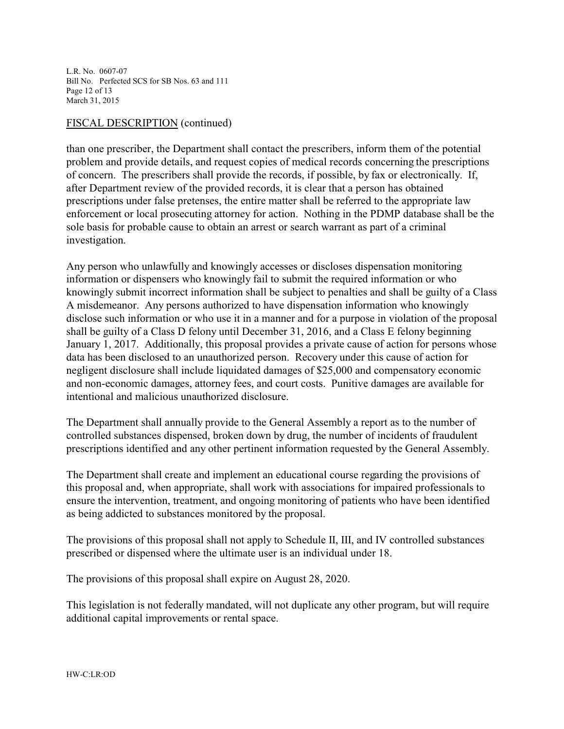## FISCAL DESCRIPTION (continued)

than one prescriber, the Department shall contact the prescribers, inform them of the potential problem and provide details, and request copies of medical records concerning the prescriptions of concern. The prescribers shall provide the records, if possible, by fax or electronically. If, after Department review of the provided records, it is clear that a person has obtained prescriptions under false pretenses, the entire matter shall be referred to the appropriate law enforcement or local prosecuting attorney for action. Nothing in the PDMP database shall be the sole basis for probable cause to obtain an arrest or search warrant as part of a criminal investigation.

Any person who unlawfully and knowingly accesses or discloses dispensation monitoring information or dispensers who knowingly fail to submit the required information or who knowingly submit incorrect information shall be subject to penalties and shall be guilty of a Class A misdemeanor. Any persons authorized to have dispensation information who knowingly disclose such information or who use it in a manner and for a purpose in violation of the proposal shall be guilty of a Class D felony until December 31, 2016, and a Class E felony beginning January 1, 2017. Additionally, this proposal provides a private cause of action for persons whose data has been disclosed to an unauthorized person. Recovery under this cause of action for negligent disclosure shall include liquidated damages of $25,000 and compensatory economic and non-economic damages, attorney fees, and court costs. Punitive damages are available for intentional and malicious unauthorized disclosure.

The Department shall annually provide to the General Assembly a report as to the number of controlled substances dispensed, broken down by drug, the number of incidents of fraudulent prescriptions identified and any other pertinent information requested by the General Assembly.

The Department shall create and implement an educational course regarding the provisions of this proposal and, when appropriate, shall work with associations for impaired professionals to ensure the intervention, treatment, and ongoing monitoring of patients who have been identified as being addicted to substances monitored by the proposal.

The provisions of this proposal shall not apply to Schedule II, III, and IV controlled substances prescribed or dispensed where the ultimate user is an individual under 18.

The provisions of this proposal shall expire on August 28, 2020.

This legislation is not federally mandated, will not duplicate any other program, but will require additional capital improvements or rental space.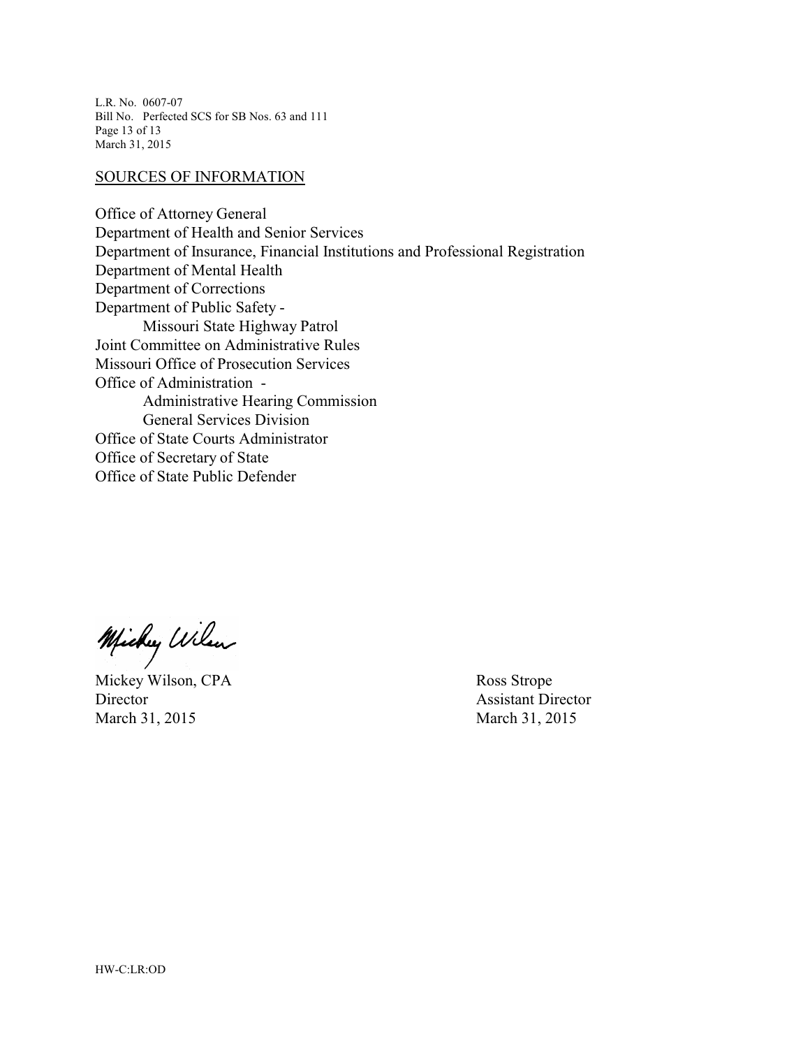## SOURCES OF INFORMATION

Office of Attorney General
Department of Health and Senior Services
Department of Insurance, Financial Institutions and Professional Registration
Department of Mental Health
Department of Corrections
Department of Public Safety -
    Missouri State Highway Patrol
Joint Committee on Administrative Rules
Missouri Office of Prosecution Services
Office of Administration -
    Administrative Hearing Commission
    General Services Division
Office of State Courts Administrator
Office of Secretary of State
Office of State Public Defender

Mickey Wilson, CPA
Director
March 31, 2015

Ross Strope
Assistant Director
March 31, 2015

HW-C:LR:OD